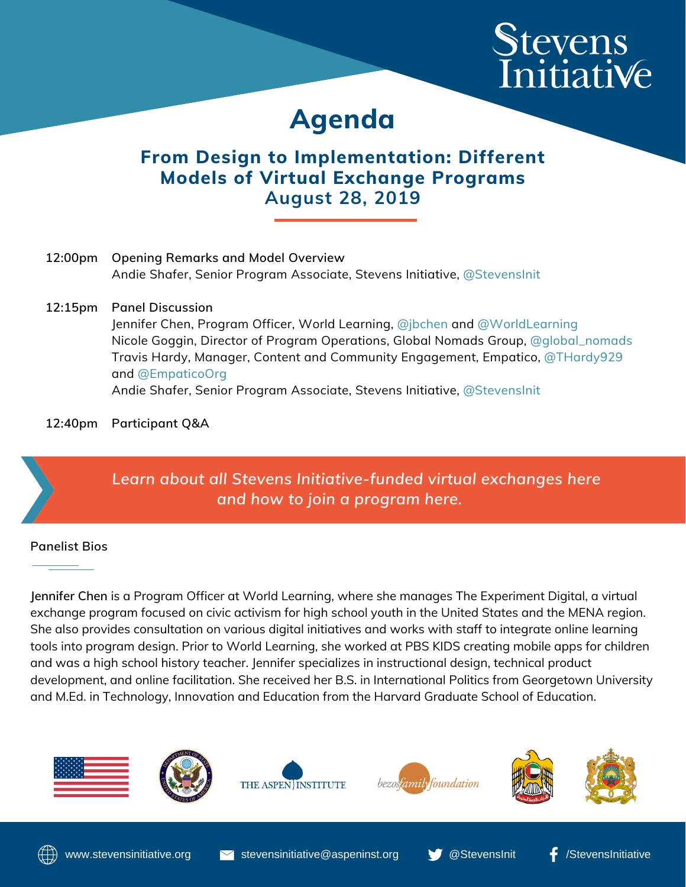# Agenda

## From Design to Implementation: Different Models of Virtual Exchange Programs
## August 28, 2019

**12:00pm** **Opening Remarks and Model Overview**
Andie Shafer, Senior Program Associate, Stevens Initiative, @StevensInit

**12:15pm** **Panel Discussion**
Jennifer Chen, Program Officer, World Learning, @jbchen and @WorldLearning
Nicole Goggin, Director of Program Operations, Global Nomads Group, @global_nomads
Travis Hardy, Manager, Content and Community Engagement, Empatico, @THardy929 and @EmpaticoOrg
Andie Shafer, Senior Program Associate, Stevens Initiative, @StevensInit

**12:40pm** **Participant Q&A**

*Learn about all Stevens Initiative-funded virtual exchanges here and how to join a program here.*

### Panelist Bios

**Jennifer Chen** is a Program Officer at World Learning, where she manages The Experiment Digital, a virtual exchange program focused on civic activism for high school youth in the United States and the MENA region. She also provides consultation on various digital initiatives and works with staff to integrate online learning tools into program design. Prior to World Learning, she worked at PBS KIDS creating mobile apps for children and was a high school history teacher. Jennifer specializes in instructional design, technical product development, and online facilitation. She received her B.S. in International Politics from Georgetown University and M.Ed. in Technology, Innovation and Education from the Harvard Graduate School of Education.

www.stevensinitiative.org | stevensinitiative@aspeninst.org | @StevensInit | /StevensInitiative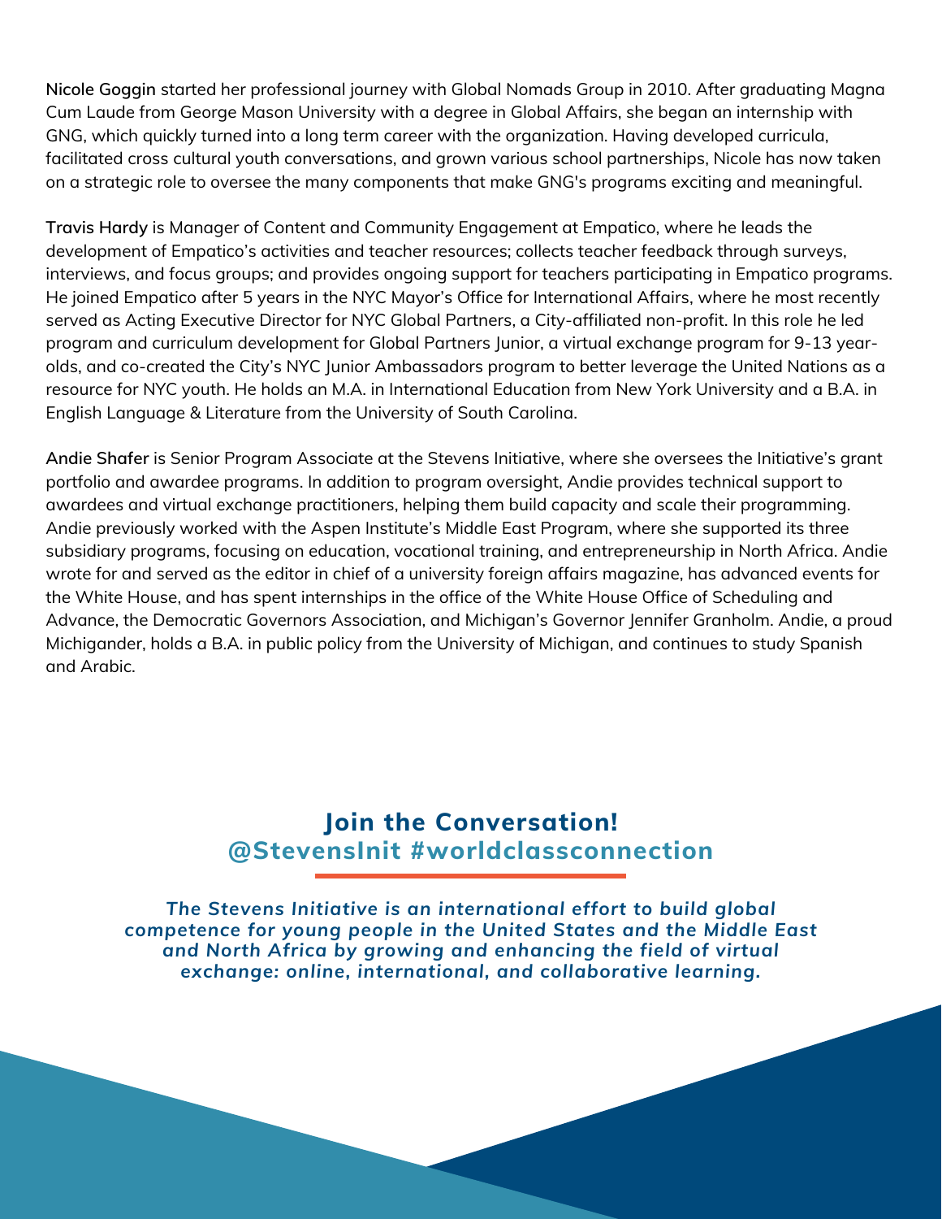**Nicole Goggin** started her professional journey with Global Nomads Group in 2010. After graduating Magna Cum Laude from George Mason University with a degree in Global Affairs, she began an internship with GNG, which quickly turned into a long term career with the organization. Having developed curricula, facilitated cross cultural youth conversations, and grown various school partnerships, Nicole has now taken on a strategic role to oversee the many components that make GNG's programs exciting and meaningful.

**Travis Hardy** is Manager of Content and Community Engagement at Empatico, where he leads the development of Empatico's activities and teacher resources; collects teacher feedback through surveys, interviews, and focus groups; and provides ongoing support for teachers participating in Empatico programs. He joined Empatico after 5 years in the NYC Mayor's Office for International Affairs, where he most recently served as Acting Executive Director for NYC Global Partners, a City-affiliated non-profit. In this role he led program and curriculum development for Global Partners Junior, a virtual exchange program for 9-13 year-olds, and co-created the City's NYC Junior Ambassadors program to better leverage the United Nations as a resource for NYC youth. He holds an M.A. in International Education from New York University and a B.A. in English Language & Literature from the University of South Carolina.

**Andie Shafer** is Senior Program Associate at the Stevens Initiative, where she oversees the Initiative's grant portfolio and awardee programs. In addition to program oversight, Andie provides technical support to awardees and virtual exchange practitioners, helping them build capacity and scale their programming. Andie previously worked with the Aspen Institute's Middle East Program, where she supported its three subsidiary programs, focusing on education, vocational training, and entrepreneurship in North Africa. Andie wrote for and served as the editor in chief of a university foreign affairs magazine, has advanced events for the White House, and has spent internships in the office of the White House Office of Scheduling and Advance, the Democratic Governors Association, and Michigan's Governor Jennifer Granholm. Andie, a proud Michigander, holds a B.A. in public policy from the University of Michigan, and continues to study Spanish and Arabic.

## Join the Conversation!
## @StevensInit #worldclassconnection

***The Stevens Initiative is an international effort to build global competence for young people in the United States and the Middle East and North Africa by growing and enhancing the field of virtual exchange: online, international, and collaborative learning.***